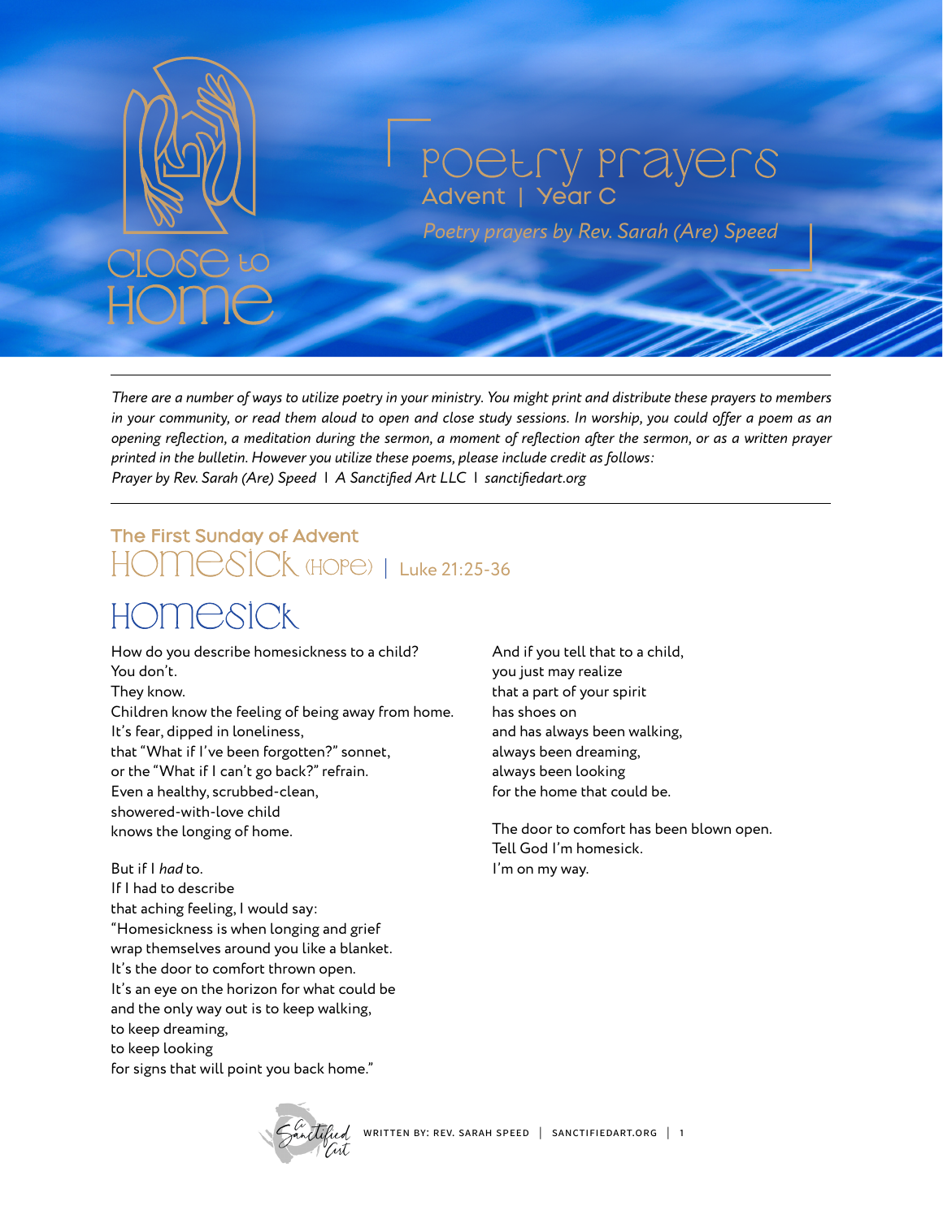# Close to Home

## Poetry Prayers

Advent | Year C

*Poetry prayers by Rev. Sarah (Are) Speed*

*There are a number of ways to utilize poetry in your ministry. You might print and distribute these prayers to members in your community, or read them aloud to open and close study sessions. In worship, you could offer a poem as an opening reflection, a meditation during the sermon, a moment of reflection after the sermon, or as a written prayer printed in the bulletin. However you utilize these poems, please include credit as follows:*
*Prayer by Rev. Sarah (Are) Speed | A Sanctified Art LLC | sanctifiedart.org*

### The First Sunday of Advent
### Homesick (Hope) | Luke 21:25-36

## Homesick

How do you describe homesickness to a child?
You don't.
They know.
Children know the feeling of being away from home.
It's fear, dipped in loneliness,
that "What if I've been forgotten?" sonnet,
or the "What if I can't go back?" refrain.
Even a healthy, scrubbed-clean,
showered-with-love child
knows the longing of home.

But if I *had* to.
If I had to describe
that aching feeling, I would say:
"Homesickness is when longing and grief
wrap themselves around you like a blanket.
It's the door to comfort thrown open.
It's an eye on the horizon for what could be
and the only way out is to keep walking,
to keep dreaming,
to keep looking
for signs that will point you back home."

And if you tell that to a child,
you just may realize
that a part of your spirit
has shoes on
and has always been walking,
always been dreaming,
always been looking
for the home that could be.

The door to comfort has been blown open.
Tell God I'm homesick.
I'm on my way.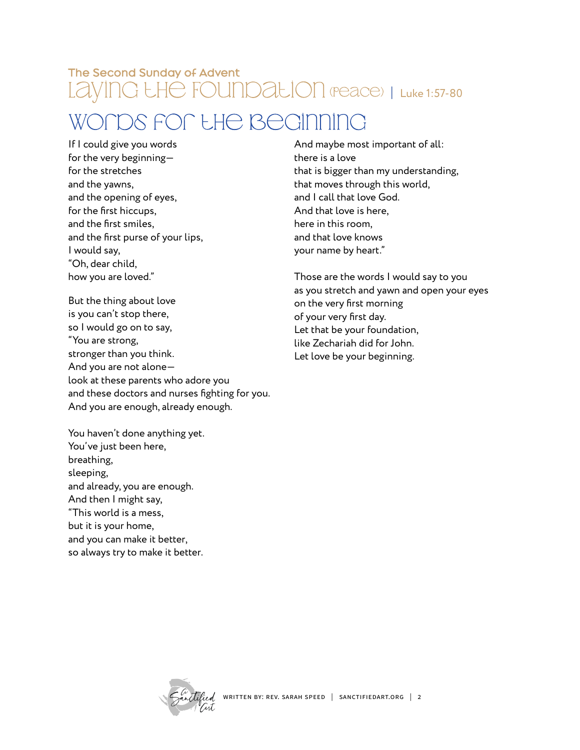The Second Sunday of Advent

# Laying the Foundation (Peace) | Luke 1:57-80

## Words for the Beginning

If I could give you words  
for the very beginning—  
for the stretches  
and the yawns,  
and the opening of eyes,  
for the first hiccups,  
and the first smiles,  
and the first purse of your lips,  
I would say,  
"Oh, dear child,  
how you are loved."

But the thing about love  
is you can't stop there,  
so I would go on to say,  
"You are strong,  
stronger than you think.  
And you are not alone—  
look at these parents who adore you  
and these doctors and nurses fighting for you.  
And you are enough, already enough.

You haven't done anything yet.  
You've just been here,  
breathing,  
sleeping,  
and already, you are enough.  
And then I might say,  
"This world is a mess,  
but it is your home,  
and you can make it better,  
so always try to make it better.

And maybe most important of all:  
there is a love  
that is bigger than my understanding,  
that moves through this world,  
and I call that love God.  
And that love is here,  
here in this room,  
and that love knows  
your name by heart."

Those are the words I would say to you  
as you stretch and yawn and open your eyes  
on the very first morning  
of your very first day.  
Let that be your foundation,  
like Zechariah did for John.  
Let love be your beginning.

WRITTEN BY: REV. SARAH SPEED | SANCTIFIEDART.ORG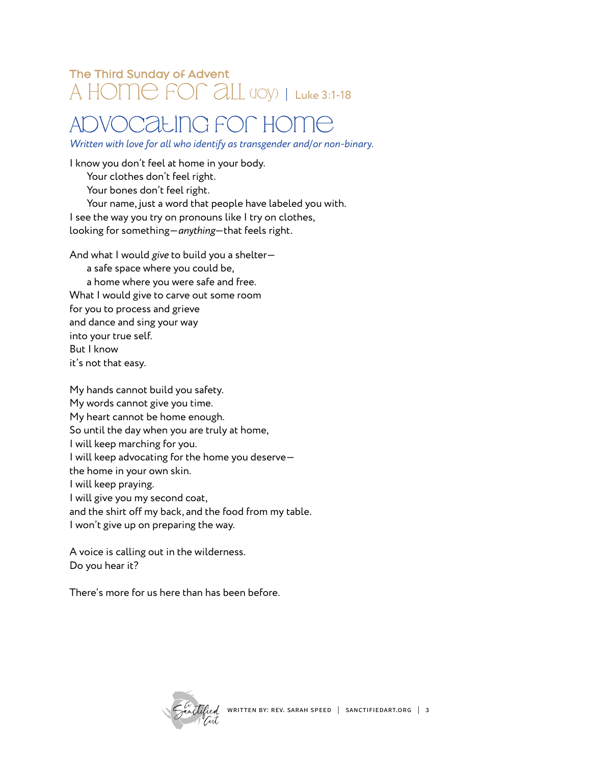### The Third Sunday of Advent

## A Home for All (Joy) | Luke 3:1-18

# Advocating for Home

*Written with love for all who identify as transgender and/or non-binary.*

I know you don't feel at home in your body.
    Your clothes don't feel right.
    Your bones don't feel right.
    Your name, just a word that people have labeled you with.
I see the way you try on pronouns like I try on clothes,
looking for something—*anything*—that feels right.

And what I would *give* to build you a shelter—
    a safe space where you could be,
    a home where you were safe and free.
What I would give to carve out some room
for you to process and grieve
and dance and sing your way
into your true self.
But I know
it's not that easy.

My hands cannot build you safety.
My words cannot give you time.
My heart cannot be home enough.
So until the day when you are truly at home,
I will keep marching for you.
I will keep advocating for the home you deserve—
the home in your own skin.
I will keep praying.
I will give you my second coat,
and the shirt off my back, and the food from my table.
I won't give up on preparing the way.

A voice is calling out in the wilderness.
Do you hear it?

There's more for us here than has been before.

WRITTEN BY: REV. SARAH SPEED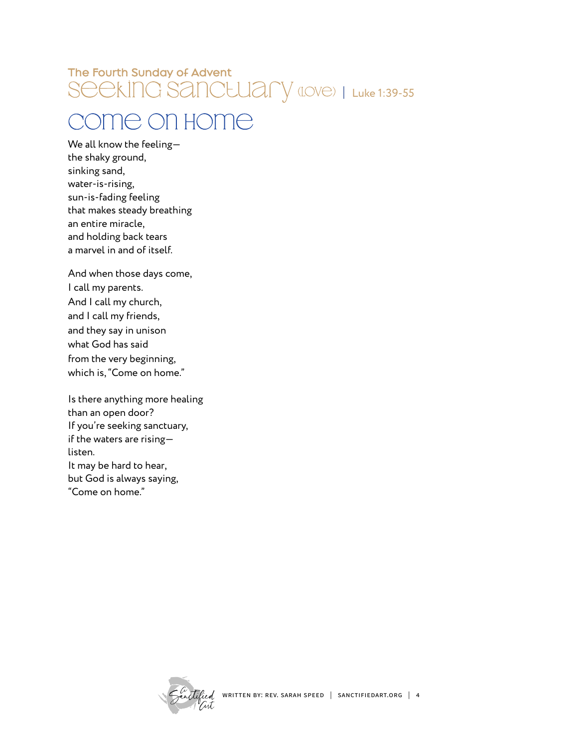The Fourth Sunday of Advent

Seeking Sanctuary (Love) | Luke 1:39-55

# Come on Home

We all know the feeling—  
the shaky ground,  
sinking sand,  
water-is-rising,  
sun-is-fading feeling  
that makes steady breathing  
an entire miracle,  
and holding back tears  
a marvel in and of itself.

And when those days come,  
I call my parents.  
And I call my church,  
and I call my friends,  
and they say in unison  
what God has said  
from the very beginning,  
which is, "Come on home."

Is there anything more healing  
than an open door?  
If you're seeking sanctuary,  
if the waters are rising—  
listen.  
It may be hard to hear,  
but God is always saying,  
"Come on home."

WRITTEN BY: REV. SARAH SPEED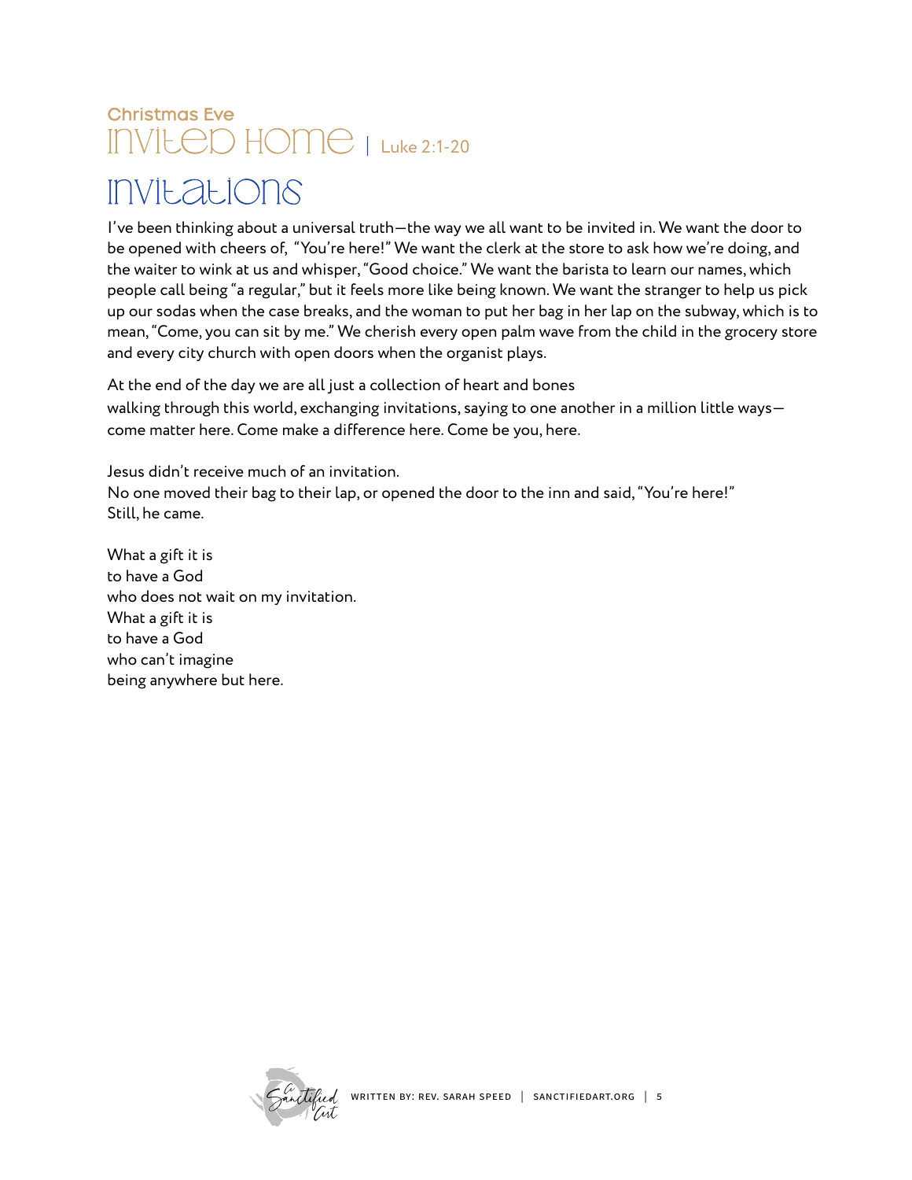Christmas Eve

# INVITED HOME | Luke 2:1-20

## Invitations

I've been thinking about a universal truth—the way we all want to be invited in. We want the door to be opened with cheers of, "You're here!" We want the clerk at the store to ask how we're doing, and the waiter to wink at us and whisper, "Good choice." We want the barista to learn our names, which people call being "a regular," but it feels more like being known. We want the stranger to help us pick up our sodas when the case breaks, and the woman to put her bag in her lap on the subway, which is to mean, "Come, you can sit by me." We cherish every open palm wave from the child in the grocery store and every city church with open doors when the organist plays.

At the end of the day we are all just a collection of heart and bones
walking through this world, exchanging invitations, saying to one another in a million little ways—
come matter here. Come make a difference here. Come be you, here.

Jesus didn't receive much of an invitation.
No one moved their bag to their lap, or opened the door to the inn and said, "You're here!"
Still, he came.

What a gift it is
to have a God
who does not wait on my invitation.
What a gift it is
to have a God
who can't imagine
being anywhere but here.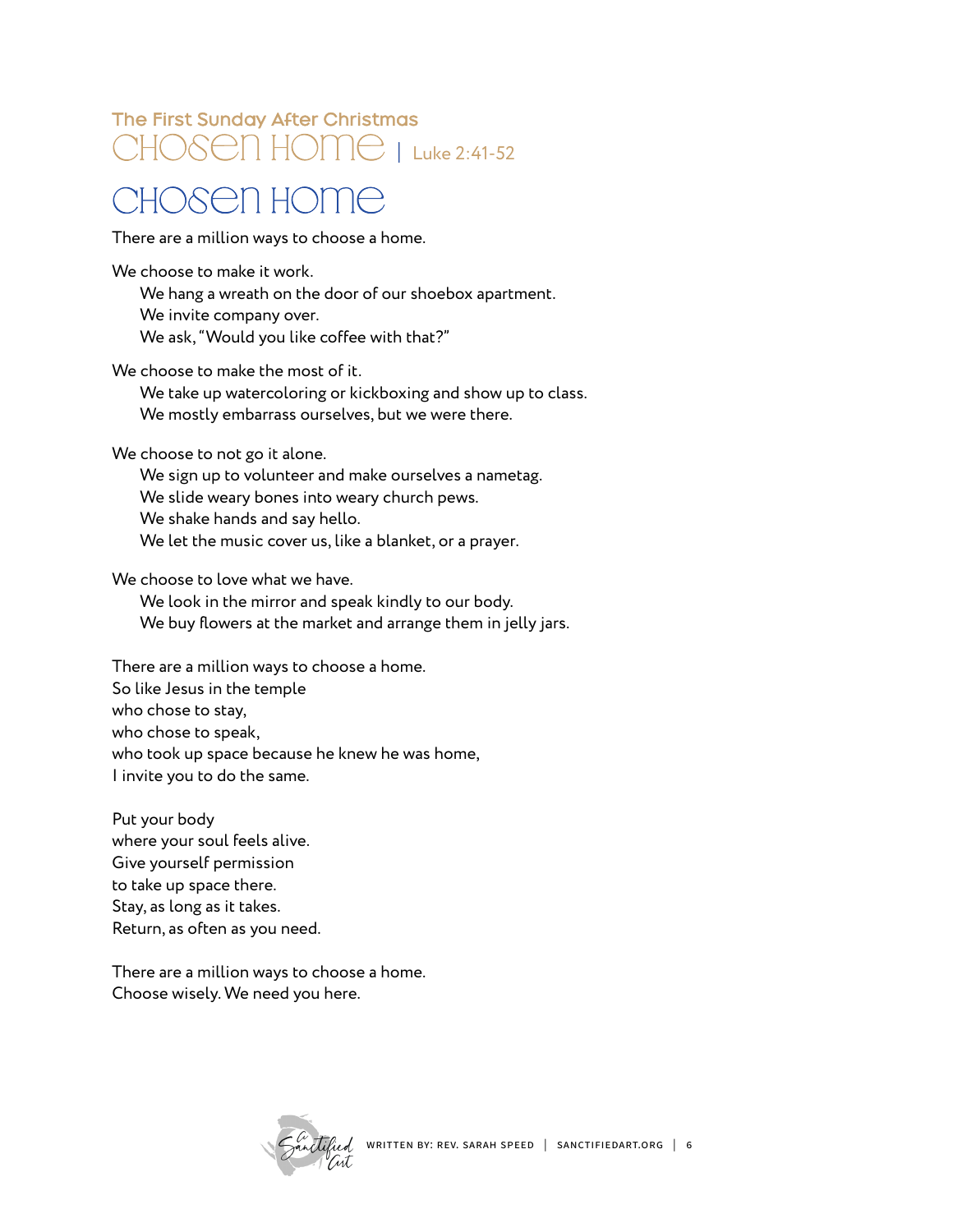The First Sunday After Christmas
Chosen Home | Luke 2:41-52

# Chosen Home

There are a million ways to choose a home.

We choose to make it work.
  We hang a wreath on the door of our shoebox apartment.
  We invite company over.
  We ask, "Would you like coffee with that?"

We choose to make the most of it.
  We take up watercoloring or kickboxing and show up to class.
  We mostly embarrass ourselves, but we were there.

We choose to not go it alone.
  We sign up to volunteer and make ourselves a nametag.
  We slide weary bones into weary church pews.
  We shake hands and say hello.
  We let the music cover us, like a blanket, or a prayer.

We choose to love what we have.
  We look in the mirror and speak kindly to our body.
  We buy flowers at the market and arrange them in jelly jars.

There are a million ways to choose a home.
So like Jesus in the temple
who chose to stay,
who chose to speak,
who took up space because he knew he was home,
I invite you to do the same.

Put your body
where your soul feels alive.
Give yourself permission
to take up space there.
Stay, as long as it takes.
Return, as often as you need.

There are a million ways to choose a home.
Choose wisely. We need you here.

WRITTEN BY: REV. SARAH SPEED | SANCTIFIEDART.ORG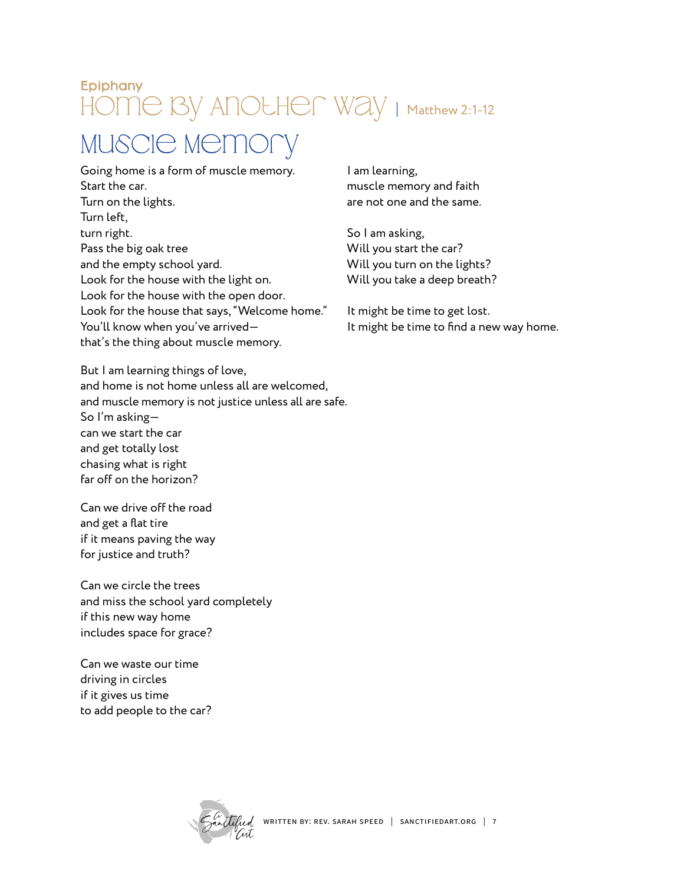Epiphany

# Home By Another Way | Matthew 2:1-12

## Muscle Memory

Going home is a form of muscle memory.
Start the car.
Turn on the lights.
Turn left,
turn right.
Pass the big oak tree
and the empty school yard.
Look for the house with the light on.
Look for the house with the open door.
Look for the house that says, "Welcome home."
You'll know when you've arrived—
that's the thing about muscle memory.

But I am learning things of love,
and home is not home unless all are welcomed,
and muscle memory is not justice unless all are safe.
So I'm asking—
can we start the car
and get totally lost
chasing what is right
far off on the horizon?

Can we drive off the road
and get a flat tire
if it means paving the way
for justice and truth?

Can we circle the trees
and miss the school yard completely
if this new way home
includes space for grace?

Can we waste our time
driving in circles
if it gives us time
to add people to the car?

I am learning,
muscle memory and faith
are not one and the same.

So I am asking,
Will you start the car?
Will you turn on the lights?
Will you take a deep breath?

It might be time to get lost.
It might be time to find a new way home.

WRITTEN BY: REV. SARAH SPEED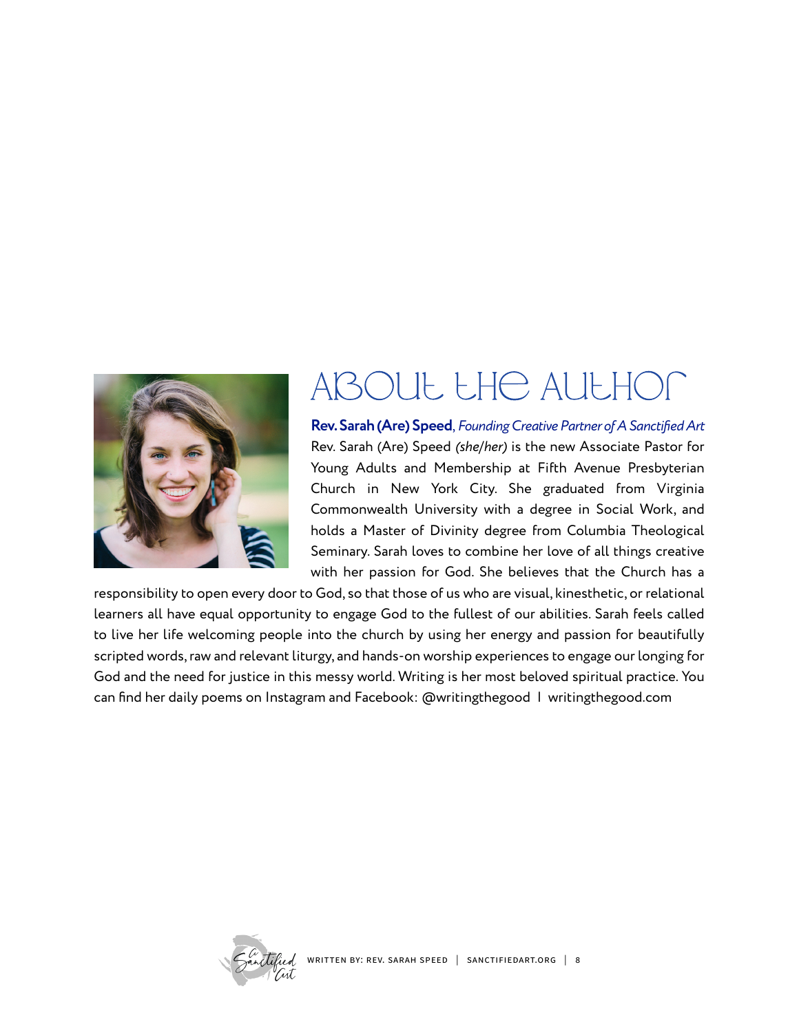# About the Author

**Rev. Sarah (Are) Speed**, *Founding Creative Partner of A Sanctified Art*

Rev. Sarah (Are) Speed *(she/her)* is the new Associate Pastor for Young Adults and Membership at Fifth Avenue Presbyterian Church in New York City. She graduated from Virginia Commonwealth University with a degree in Social Work, and holds a Master of Divinity degree from Columbia Theological Seminary. Sarah loves to combine her love of all things creative with her passion for God. She believes that the Church has a responsibility to open every door to God, so that those of us who are visual, kinesthetic, or relational learners all have equal opportunity to engage God to the fullest of our abilities. Sarah feels called to live her life welcoming people into the church by using her energy and passion for beautifully scripted words, raw and relevant liturgy, and hands-on worship experiences to engage our longing for God and the need for justice in this messy world. Writing is her most beloved spiritual practice. You can find her daily poems on Instagram and Facebook: @writingthegood | writingthegood.com